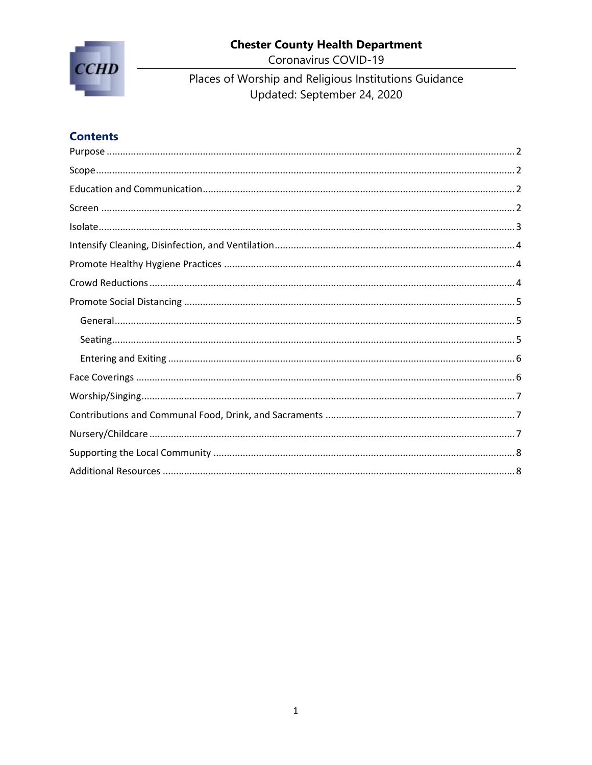# Chester County Health Department

Coronavirus COVID-19

## Places of Worship and Religious Institutions Guidance

Updated: September 24, 2020

## Contents

- Purpose ........ 2
- Scope ........ 2
- Education and Communication ........ 2
- Screen ........ 2
- Isolate ........ 3
- Intensify Cleaning, Disinfection, and Ventilation ........ 4
- Promote Healthy Hygiene Practices ........ 4
- Crowd Reductions ........ 4
- Promote Social Distancing ........ 5
  - General ........ 5
  - Seating ........ 5
  - Entering and Exiting ........ 6
- Face Coverings ........ 6
- Worship/Singing ........ 7
- Contributions and Communal Food, Drink, and Sacraments ........ 7
- Nursery/Childcare ........ 7
- Supporting the Local Community ........ 8
- Additional Resources ........ 8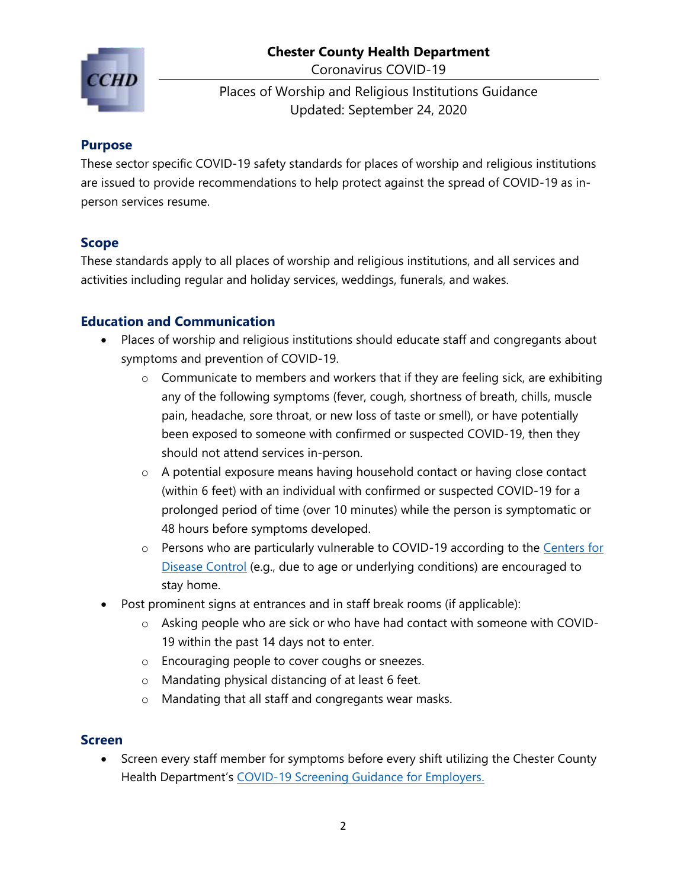**Chester County Health Department**
Coronavirus COVID-19

Places of Worship and Religious Institutions Guidance
Updated: September 24, 2020

## Purpose

These sector specific COVID-19 safety standards for places of worship and religious institutions are issued to provide recommendations to help protect against the spread of COVID-19 as in-person services resume.

## Scope

These standards apply to all places of worship and religious institutions, and all services and activities including regular and holiday services, weddings, funerals, and wakes.

## Education and Communication

- Places of worship and religious institutions should educate staff and congregants about symptoms and prevention of COVID-19.
  - Communicate to members and workers that if they are feeling sick, are exhibiting any of the following symptoms (fever, cough, shortness of breath, chills, muscle pain, headache, sore throat, or new loss of taste or smell), or have potentially been exposed to someone with confirmed or suspected COVID-19, then they should not attend services in-person.
  - A potential exposure means having household contact or having close contact (within 6 feet) with an individual with confirmed or suspected COVID-19 for a prolonged period of time (over 10 minutes) while the person is symptomatic or 48 hours before symptoms developed.
  - Persons who are particularly vulnerable to COVID-19 according to the Centers for Disease Control (e.g., due to age or underlying conditions) are encouraged to stay home.
- Post prominent signs at entrances and in staff break rooms (if applicable):
  - Asking people who are sick or who have had contact with someone with COVID-19 within the past 14 days not to enter.
  - Encouraging people to cover coughs or sneezes.
  - Mandating physical distancing of at least 6 feet.
  - Mandating that all staff and congregants wear masks.

## Screen

- Screen every staff member for symptoms before every shift utilizing the Chester County Health Department's COVID-19 Screening Guidance for Employers.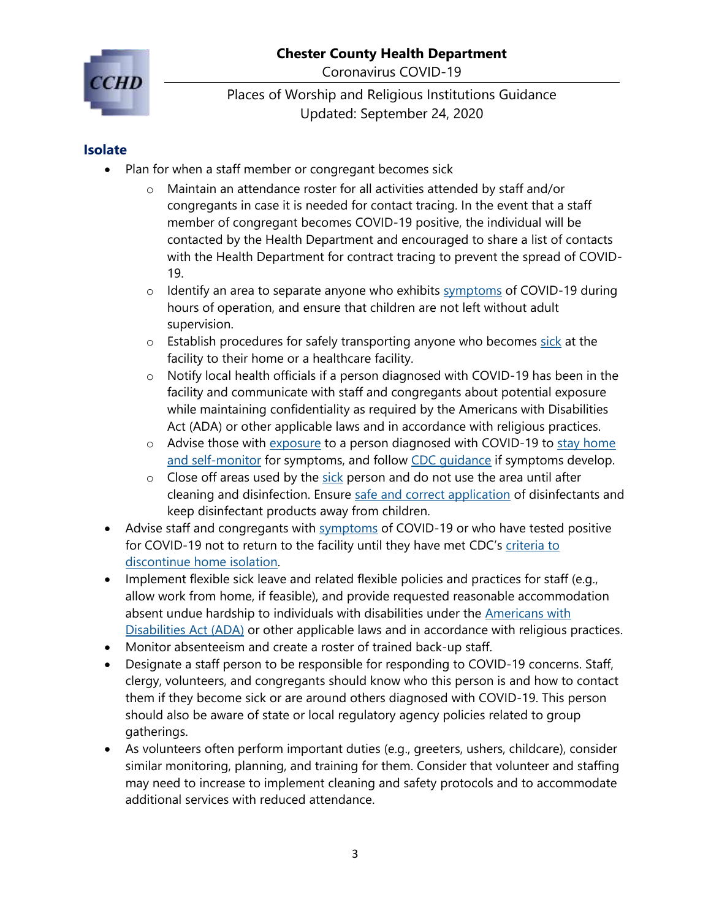## Isolate

- Plan for when a staff member or congregant becomes sick
  - Maintain an attendance roster for all activities attended by staff and/or congregants in case it is needed for contact tracing. In the event that a staff member of congregant becomes COVID-19 positive, the individual will be contacted by the Health Department and encouraged to share a list of contacts with the Health Department for contract tracing to prevent the spread of COVID-19.
  - Identify an area to separate anyone who exhibits symptoms of COVID-19 during hours of operation, and ensure that children are not left without adult supervision.
  - Establish procedures for safely transporting anyone who becomes sick at the facility to their home or a healthcare facility.
  - Notify local health officials if a person diagnosed with COVID-19 has been in the facility and communicate with staff and congregants about potential exposure while maintaining confidentiality as required by the Americans with Disabilities Act (ADA) or other applicable laws and in accordance with religious practices.
  - Advise those with exposure to a person diagnosed with COVID-19 to stay home and self-monitor for symptoms, and follow CDC guidance if symptoms develop.
  - Close off areas used by the sick person and do not use the area until after cleaning and disinfection. Ensure safe and correct application of disinfectants and keep disinfectant products away from children.
- Advise staff and congregants with symptoms of COVID-19 or who have tested positive for COVID-19 not to return to the facility until they have met CDC's criteria to discontinue home isolation.
- Implement flexible sick leave and related flexible policies and practices for staff (e.g., allow work from home, if feasible), and provide requested reasonable accommodation absent undue hardship to individuals with disabilities under the Americans with Disabilities Act (ADA) or other applicable laws and in accordance with religious practices.
- Monitor absenteeism and create a roster of trained back-up staff.
- Designate a staff person to be responsible for responding to COVID-19 concerns. Staff, clergy, volunteers, and congregants should know who this person is and how to contact them if they become sick or are around others diagnosed with COVID-19. This person should also be aware of state or local regulatory agency policies related to group gatherings.
- As volunteers often perform important duties (e.g., greeters, ushers, childcare), consider similar monitoring, planning, and training for them. Consider that volunteer and staffing may need to increase to implement cleaning and safety protocols and to accommodate additional services with reduced attendance.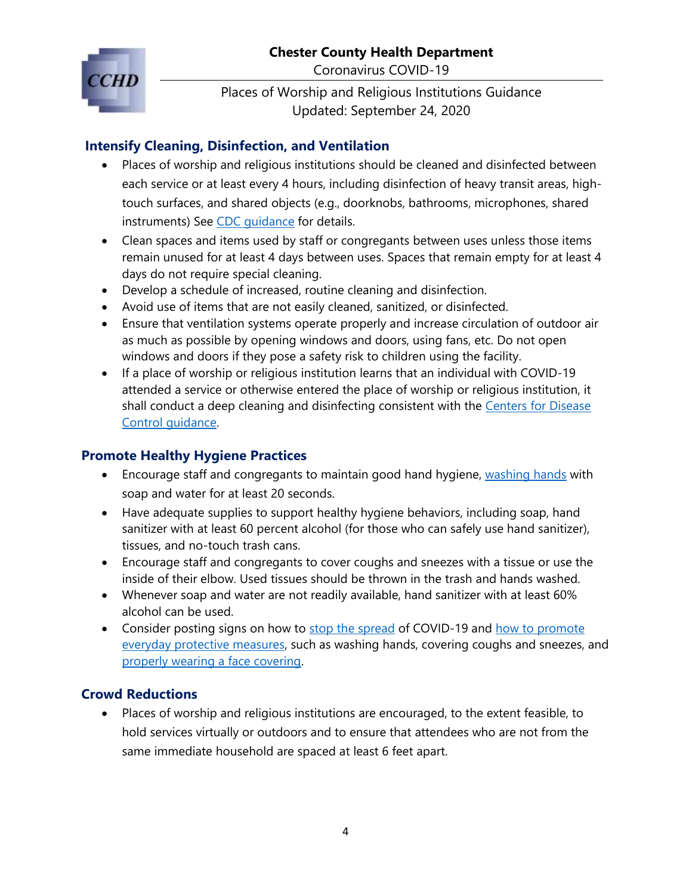## Intensify Cleaning, Disinfection, and Ventilation

- Places of worship and religious institutions should be cleaned and disinfected between each service or at least every 4 hours, including disinfection of heavy transit areas, high-touch surfaces, and shared objects (e.g., doorknobs, bathrooms, microphones, shared instruments) See CDC guidance for details.
- Clean spaces and items used by staff or congregants between uses unless those items remain unused for at least 4 days between uses. Spaces that remain empty for at least 4 days do not require special cleaning.
- Develop a schedule of increased, routine cleaning and disinfection.
- Avoid use of items that are not easily cleaned, sanitized, or disinfected.
- Ensure that ventilation systems operate properly and increase circulation of outdoor air as much as possible by opening windows and doors, using fans, etc. Do not open windows and doors if they pose a safety risk to children using the facility.
- If a place of worship or religious institution learns that an individual with COVID-19 attended a service or otherwise entered the place of worship or religious institution, it shall conduct a deep cleaning and disinfecting consistent with the Centers for Disease Control guidance.

## Promote Healthy Hygiene Practices

- Encourage staff and congregants to maintain good hand hygiene, washing hands with soap and water for at least 20 seconds.
- Have adequate supplies to support healthy hygiene behaviors, including soap, hand sanitizer with at least 60 percent alcohol (for those who can safely use hand sanitizer), tissues, and no-touch trash cans.
- Encourage staff and congregants to cover coughs and sneezes with a tissue or use the inside of their elbow. Used tissues should be thrown in the trash and hands washed.
- Whenever soap and water are not readily available, hand sanitizer with at least 60% alcohol can be used.
- Consider posting signs on how to stop the spread of COVID-19 and how to promote everyday protective measures, such as washing hands, covering coughs and sneezes, and properly wearing a face covering.

## Crowd Reductions

- Places of worship and religious institutions are encouraged, to the extent feasible, to hold services virtually or outdoors and to ensure that attendees who are not from the same immediate household are spaced at least 6 feet apart.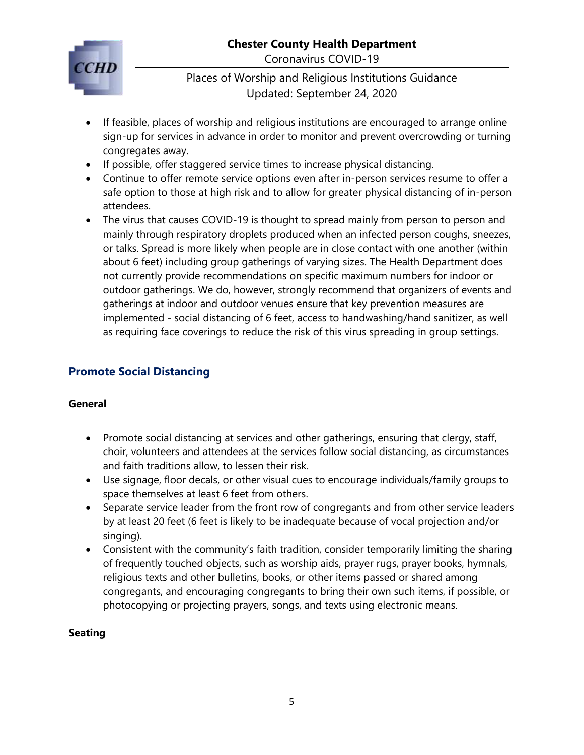- If feasible, places of worship and religious institutions are encouraged to arrange online sign-up for services in advance in order to monitor and prevent overcrowding or turning congregates away.
- If possible, offer staggered service times to increase physical distancing.
- Continue to offer remote service options even after in-person services resume to offer a safe option to those at high risk and to allow for greater physical distancing of in-person attendees.
- The virus that causes COVID-19 is thought to spread mainly from person to person and mainly through respiratory droplets produced when an infected person coughs, sneezes, or talks. Spread is more likely when people are in close contact with one another (within about 6 feet) including group gatherings of varying sizes. The Health Department does not currently provide recommendations on specific maximum numbers for indoor or outdoor gatherings. We do, however, strongly recommend that organizers of events and gatherings at indoor and outdoor venues ensure that key prevention measures are implemented - social distancing of 6 feet, access to handwashing/hand sanitizer, as well as requiring face coverings to reduce the risk of this virus spreading in group settings.

## Promote Social Distancing

### General

- Promote social distancing at services and other gatherings, ensuring that clergy, staff, choir, volunteers and attendees at the services follow social distancing, as circumstances and faith traditions allow, to lessen their risk.
- Use signage, floor decals, or other visual cues to encourage individuals/family groups to space themselves at least 6 feet from others.
- Separate service leader from the front row of congregants and from other service leaders by at least 20 feet (6 feet is likely to be inadequate because of vocal projection and/or singing).
- Consistent with the community's faith tradition, consider temporarily limiting the sharing of frequently touched objects, such as worship aids, prayer rugs, prayer books, hymnals, religious texts and other bulletins, books, or other items passed or shared among congregants, and encouraging congregants to bring their own such items, if possible, or photocopying or projecting prayers, songs, and texts using electronic means.

### Seating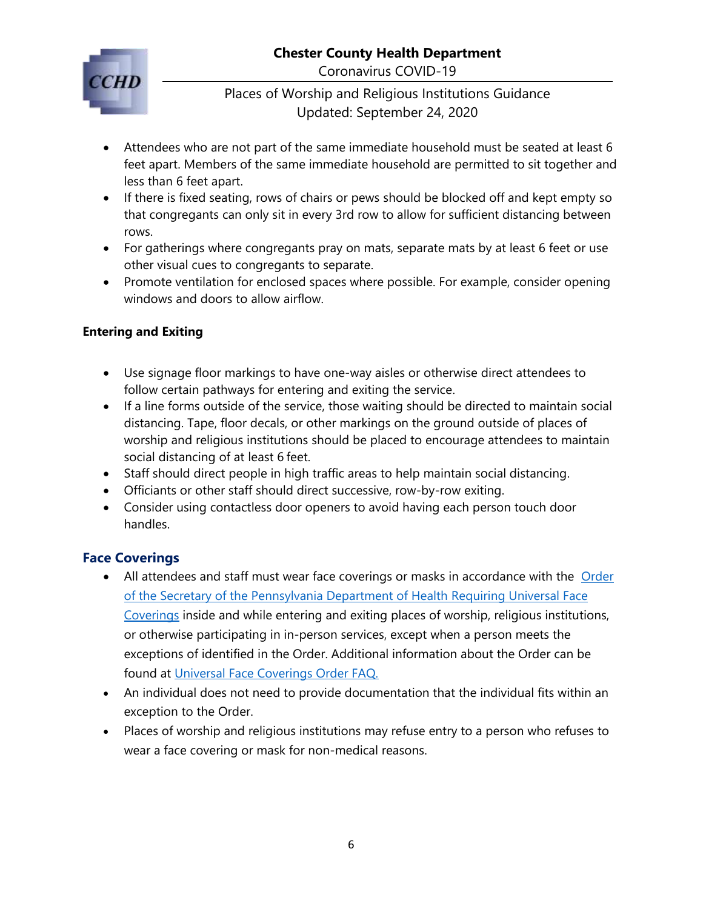- Attendees who are not part of the same immediate household must be seated at least 6 feet apart. Members of the same immediate household are permitted to sit together and less than 6 feet apart.
- If there is fixed seating, rows of chairs or pews should be blocked off and kept empty so that congregants can only sit in every 3rd row to allow for sufficient distancing between rows.
- For gatherings where congregants pray on mats, separate mats by at least 6 feet or use other visual cues to congregants to separate.
- Promote ventilation for enclosed spaces where possible. For example, consider opening windows and doors to allow airflow.

**Entering and Exiting**

- Use signage floor markings to have one-way aisles or otherwise direct attendees to follow certain pathways for entering and exiting the service.
- If a line forms outside of the service, those waiting should be directed to maintain social distancing. Tape, floor decals, or other markings on the ground outside of places of worship and religious institutions should be placed to encourage attendees to maintain social distancing of at least 6 feet.
- Staff should direct people in high traffic areas to help maintain social distancing.
- Officiants or other staff should direct successive, row-by-row exiting.
- Consider using contactless door openers to avoid having each person touch door handles.

## Face Coverings

- All attendees and staff must wear face coverings or masks in accordance with the Order of the Secretary of the Pennsylvania Department of Health Requiring Universal Face Coverings inside and while entering and exiting places of worship, religious institutions, or otherwise participating in in-person services, except when a person meets the exceptions of identified in the Order. Additional information about the Order can be found at Universal Face Coverings Order FAQ.
- An individual does not need to provide documentation that the individual fits within an exception to the Order.
- Places of worship and religious institutions may refuse entry to a person who refuses to wear a face covering or mask for non-medical reasons.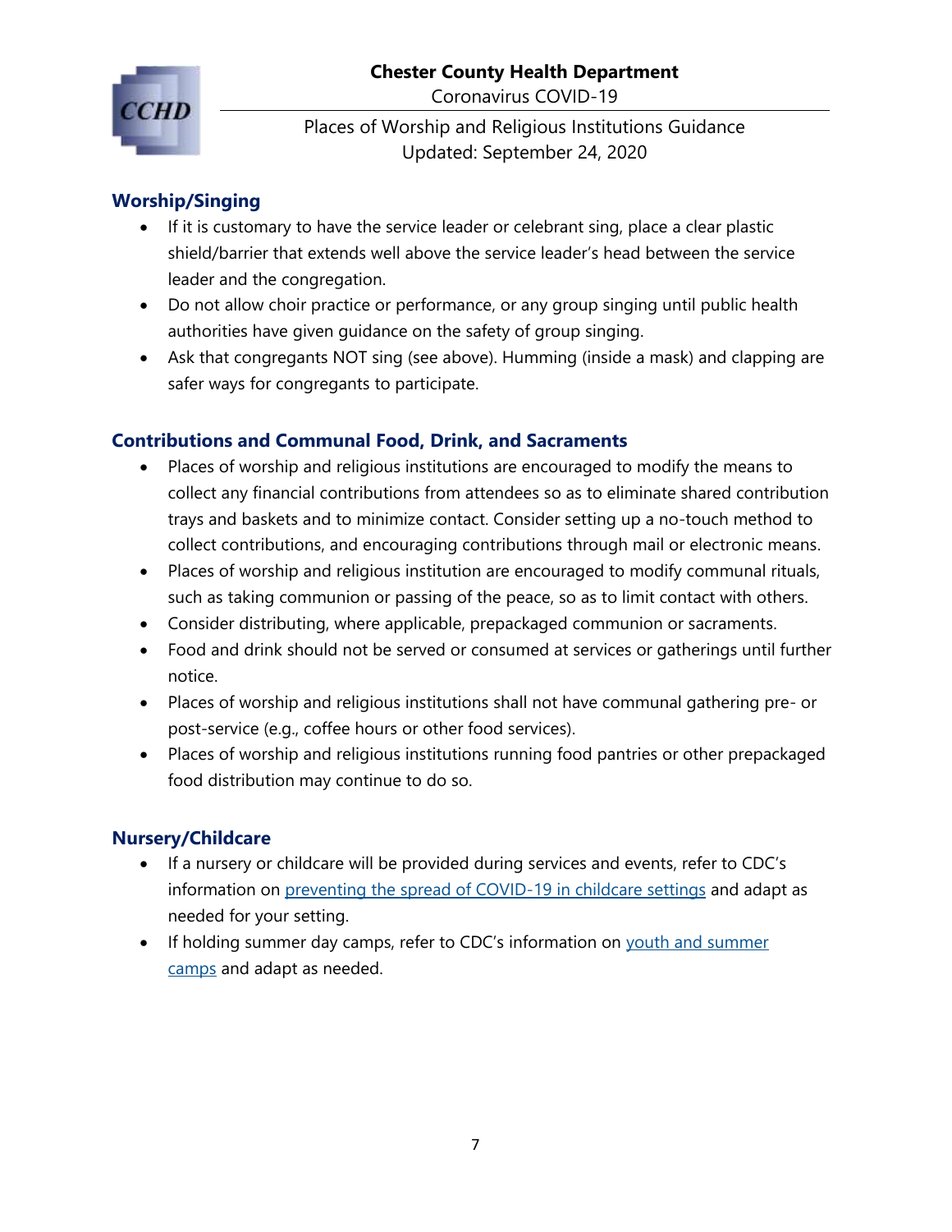## Worship/Singing

- If it is customary to have the service leader or celebrant sing, place a clear plastic shield/barrier that extends well above the service leader's head between the service leader and the congregation.
- Do not allow choir practice or performance, or any group singing until public health authorities have given guidance on the safety of group singing.
- Ask that congregants NOT sing (see above). Humming (inside a mask) and clapping are safer ways for congregants to participate.

## Contributions and Communal Food, Drink, and Sacraments

- Places of worship and religious institutions are encouraged to modify the means to collect any financial contributions from attendees so as to eliminate shared contribution trays and baskets and to minimize contact. Consider setting up a no-touch method to collect contributions, and encouraging contributions through mail or electronic means.
- Places of worship and religious institution are encouraged to modify communal rituals, such as taking communion or passing of the peace, so as to limit contact with others.
- Consider distributing, where applicable, prepackaged communion or sacraments.
- Food and drink should not be served or consumed at services or gatherings until further notice.
- Places of worship and religious institutions shall not have communal gathering pre- or post-service (e.g., coffee hours or other food services).
- Places of worship and religious institutions running food pantries or other prepackaged food distribution may continue to do so.

## Nursery/Childcare

- If a nursery or childcare will be provided during services and events, refer to CDC's information on preventing the spread of COVID-19 in childcare settings and adapt as needed for your setting.
- If holding summer day camps, refer to CDC's information on youth and summer camps and adapt as needed.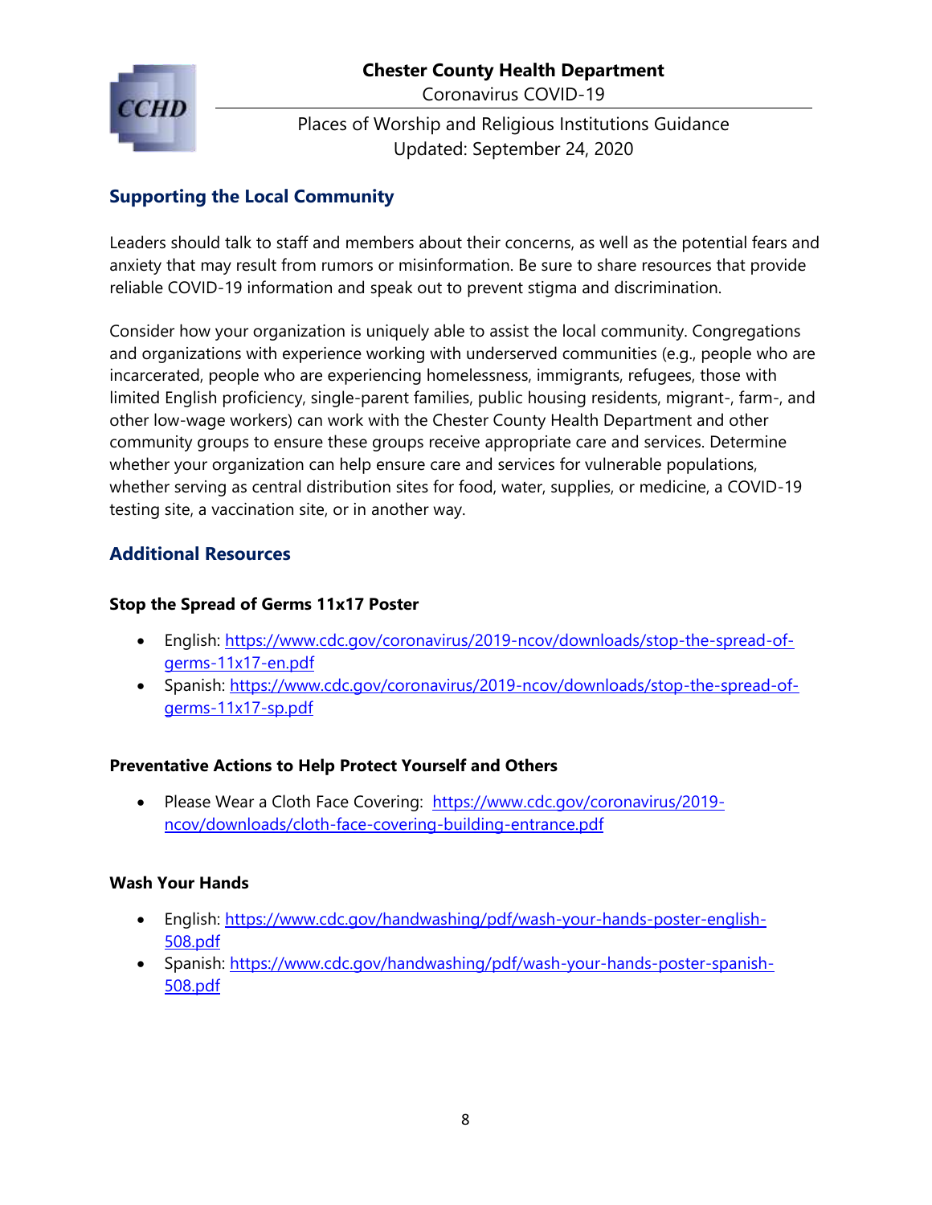## Supporting the Local Community

Leaders should talk to staff and members about their concerns, as well as the potential fears and anxiety that may result from rumors or misinformation. Be sure to share resources that provide reliable COVID-19 information and speak out to prevent stigma and discrimination.

Consider how your organization is uniquely able to assist the local community. Congregations and organizations with experience working with underserved communities (e.g., people who are incarcerated, people who are experiencing homelessness, immigrants, refugees, those with limited English proficiency, single-parent families, public housing residents, migrant-, farm-, and other low-wage workers) can work with the Chester County Health Department and other community groups to ensure these groups receive appropriate care and services. Determine whether your organization can help ensure care and services for vulnerable populations, whether serving as central distribution sites for food, water, supplies, or medicine, a COVID-19 testing site, a vaccination site, or in another way.

## Additional Resources

**Stop the Spread of Germs 11x17 Poster**

- English: https://www.cdc.gov/coronavirus/2019-ncov/downloads/stop-the-spread-of-germs-11x17-en.pdf
- Spanish: https://www.cdc.gov/coronavirus/2019-ncov/downloads/stop-the-spread-of-germs-11x17-sp.pdf

**Preventative Actions to Help Protect Yourself and Others**

- Please Wear a Cloth Face Covering: https://www.cdc.gov/coronavirus/2019-ncov/downloads/cloth-face-covering-building-entrance.pdf

**Wash Your Hands**

- English: https://www.cdc.gov/handwashing/pdf/wash-your-hands-poster-english-508.pdf
- Spanish: https://www.cdc.gov/handwashing/pdf/wash-your-hands-poster-spanish-508.pdf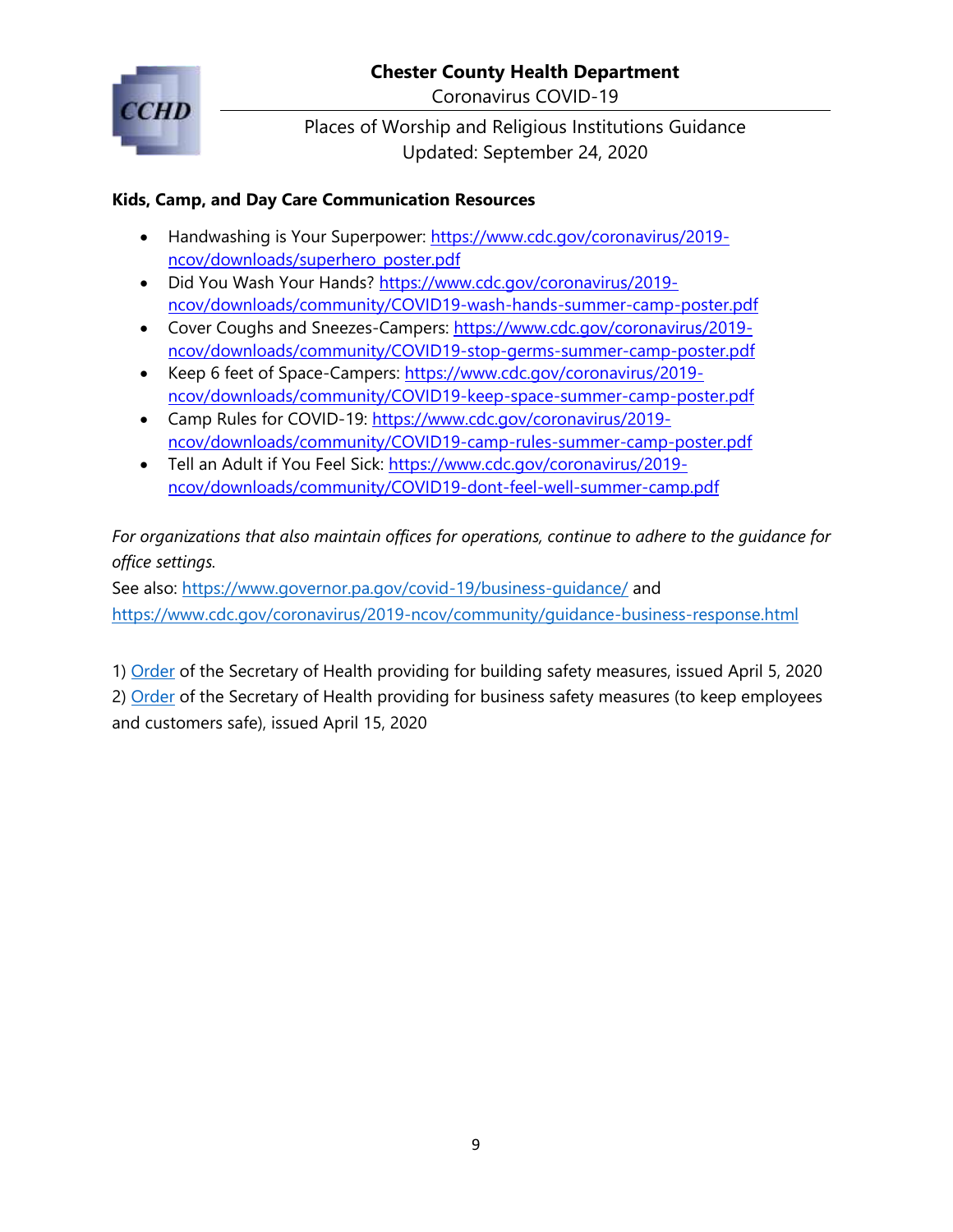**Kids, Camp, and Day Care Communication Resources**

- Handwashing is Your Superpower: https://www.cdc.gov/coronavirus/2019-ncov/downloads/superhero_poster.pdf
- Did You Wash Your Hands? https://www.cdc.gov/coronavirus/2019-ncov/downloads/community/COVID19-wash-hands-summer-camp-poster.pdf
- Cover Coughs and Sneezes-Campers: https://www.cdc.gov/coronavirus/2019-ncov/downloads/community/COVID19-stop-germs-summer-camp-poster.pdf
- Keep 6 feet of Space-Campers: https://www.cdc.gov/coronavirus/2019-ncov/downloads/community/COVID19-keep-space-summer-camp-poster.pdf
- Camp Rules for COVID-19: https://www.cdc.gov/coronavirus/2019-ncov/downloads/community/COVID19-camp-rules-summer-camp-poster.pdf
- Tell an Adult if You Feel Sick: https://www.cdc.gov/coronavirus/2019-ncov/downloads/community/COVID19-dont-feel-well-summer-camp.pdf

*For organizations that also maintain offices for operations, continue to adhere to the guidance for office settings.*

See also: https://www.governor.pa.gov/covid-19/business-guidance/ and https://www.cdc.gov/coronavirus/2019-ncov/community/guidance-business-response.html

1) Order of the Secretary of Health providing for building safety measures, issued April 5, 2020

2) Order of the Secretary of Health providing for business safety measures (to keep employees and customers safe), issued April 15, 2020